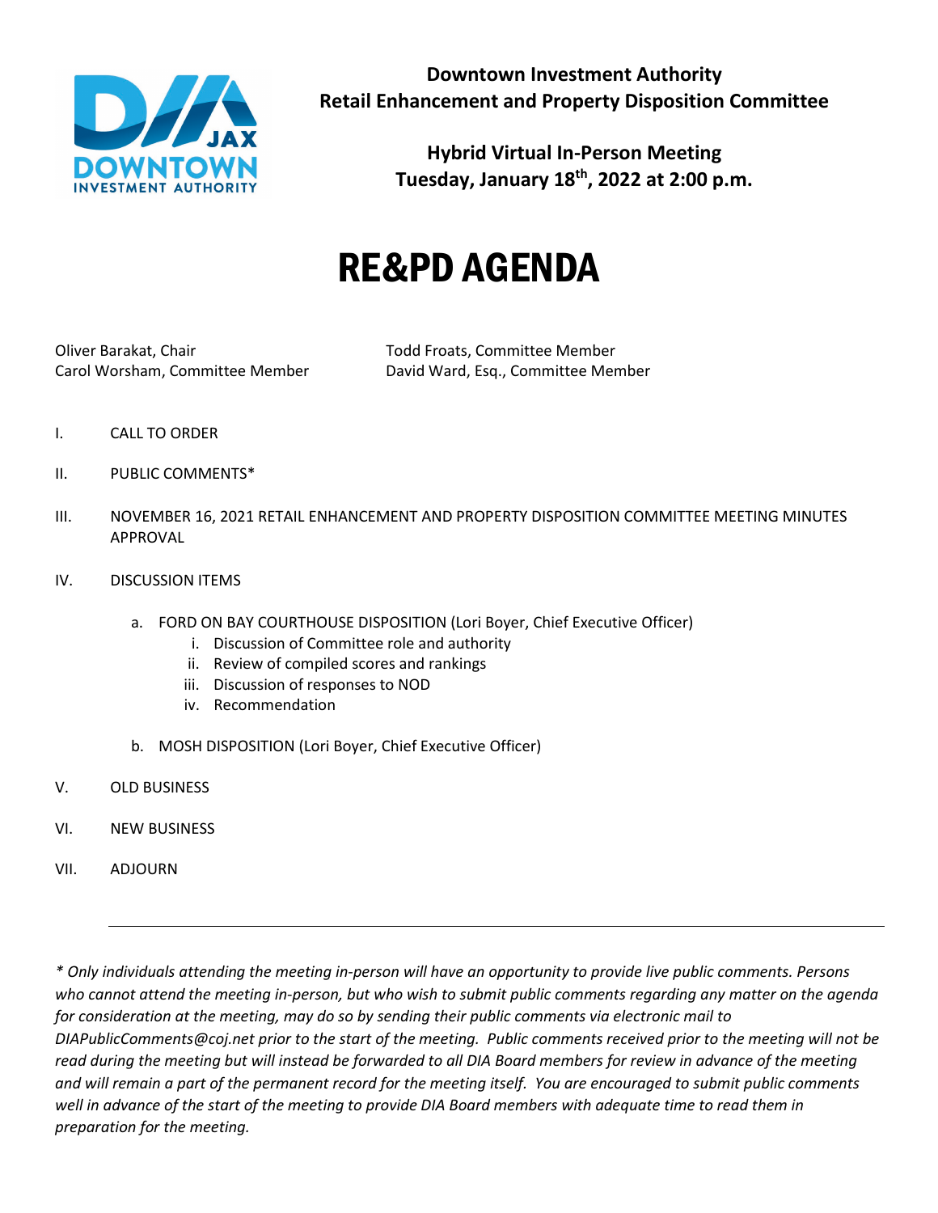**Downtown Investment Authority**
**Retail Enhancement and Property Disposition Committee**

**Hybrid Virtual In-Person Meeting**
**Tuesday, January 18th, 2022 at 2:00 p.m.**

# RE&PD AGENDA

Oliver Barakat, Chair
Carol Worsham, Committee Member
Todd Froats, Committee Member
David Ward, Esq., Committee Member

I. CALL TO ORDER

II. PUBLIC COMMENTS*

III. NOVEMBER 16, 2021 RETAIL ENHANCEMENT AND PROPERTY DISPOSITION COMMITTEE MEETING MINUTES APPROVAL

IV. DISCUSSION ITEMS

   a. FORD ON BAY COURTHOUSE DISPOSITION (Lori Boyer, Chief Executive Officer)
      i. Discussion of Committee role and authority
      ii. Review of compiled scores and rankings
      iii. Discussion of responses to NOD
      iv. Recommendation

   b. MOSH DISPOSITION (Lori Boyer, Chief Executive Officer)

V. OLD BUSINESS

VI. NEW BUSINESS

VII. ADJOURN

---

*\* Only individuals attending the meeting in-person will have an opportunity to provide live public comments. Persons who cannot attend the meeting in-person, but who wish to submit public comments regarding any matter on the agenda for consideration at the meeting, may do so by sending their public comments via electronic mail to DIAPublicComments@coj.net prior to the start of the meeting. Public comments received prior to the meeting will not be read during the meeting but will instead be forwarded to all DIA Board members for review in advance of the meeting and will remain a part of the permanent record for the meeting itself. You are encouraged to submit public comments well in advance of the start of the meeting to provide DIA Board members with adequate time to read them in preparation for the meeting.*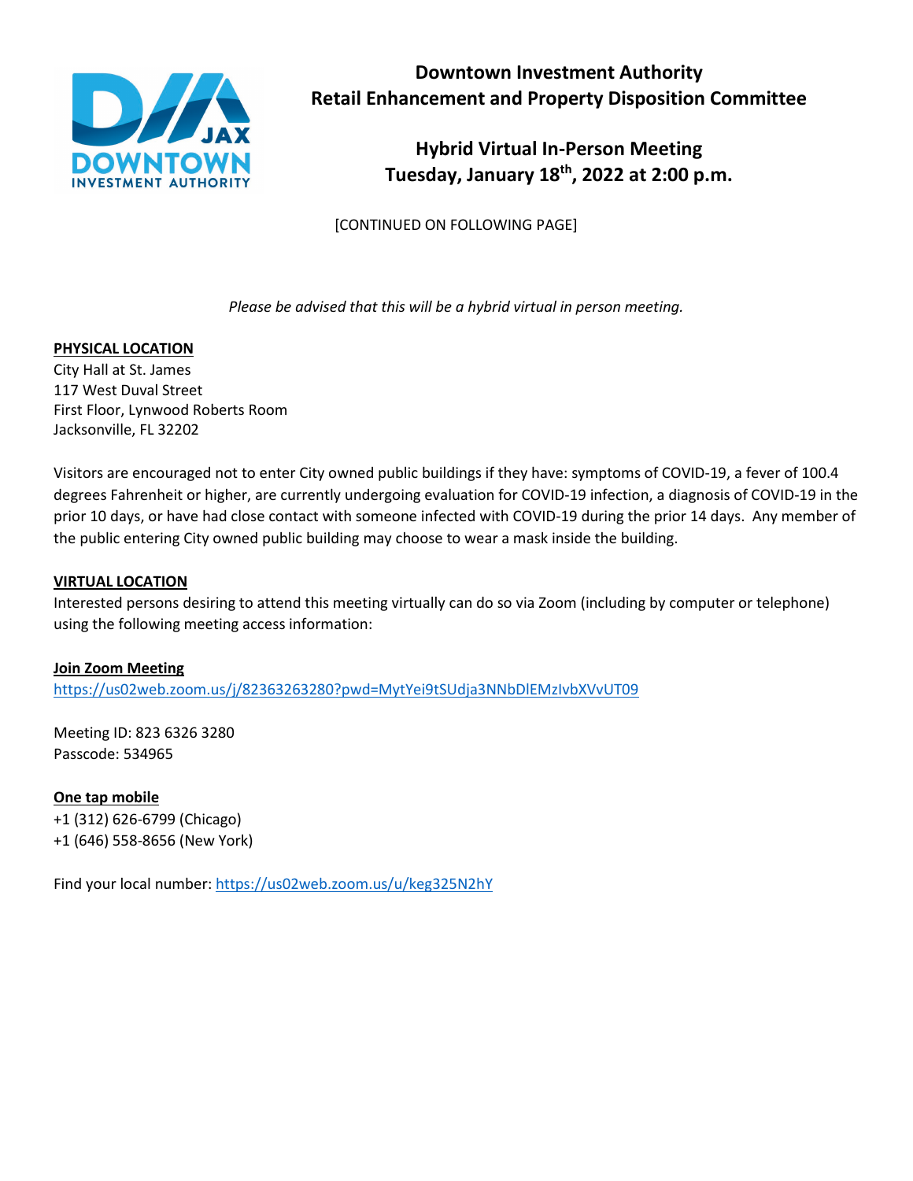# Downtown Investment Authority
## Retail Enhancement and Property Disposition Committee

## Hybrid Virtual In-Person Meeting
## Tuesday, January 18th, 2022 at 2:00 p.m.

[CONTINUED ON FOLLOWING PAGE]

*Please be advised that this will be a hybrid virtual in person meeting.*

**PHYSICAL LOCATION**
City Hall at St. James
117 West Duval Street
First Floor, Lynwood Roberts Room
Jacksonville, FL 32202

Visitors are encouraged not to enter City owned public buildings if they have: symptoms of COVID-19, a fever of 100.4 degrees Fahrenheit or higher, are currently undergoing evaluation for COVID-19 infection, a diagnosis of COVID-19 in the prior 10 days, or have had close contact with someone infected with COVID-19 during the prior 14 days. Any member of the public entering City owned public building may choose to wear a mask inside the building.

**VIRTUAL LOCATION**
Interested persons desiring to attend this meeting virtually can do so via Zoom (including by computer or telephone) using the following meeting access information:

**Join Zoom Meeting**
https://us02web.zoom.us/j/82363263280?pwd=MytYei9tSUdja3NNbDlEMzIvbXVvUT09

Meeting ID: 823 6326 3280
Passcode: 534965

**One tap mobile**
+1 (312) 626-6799 (Chicago)
+1 (646) 558-8656 (New York)

Find your local number: https://us02web.zoom.us/u/keg325N2hY